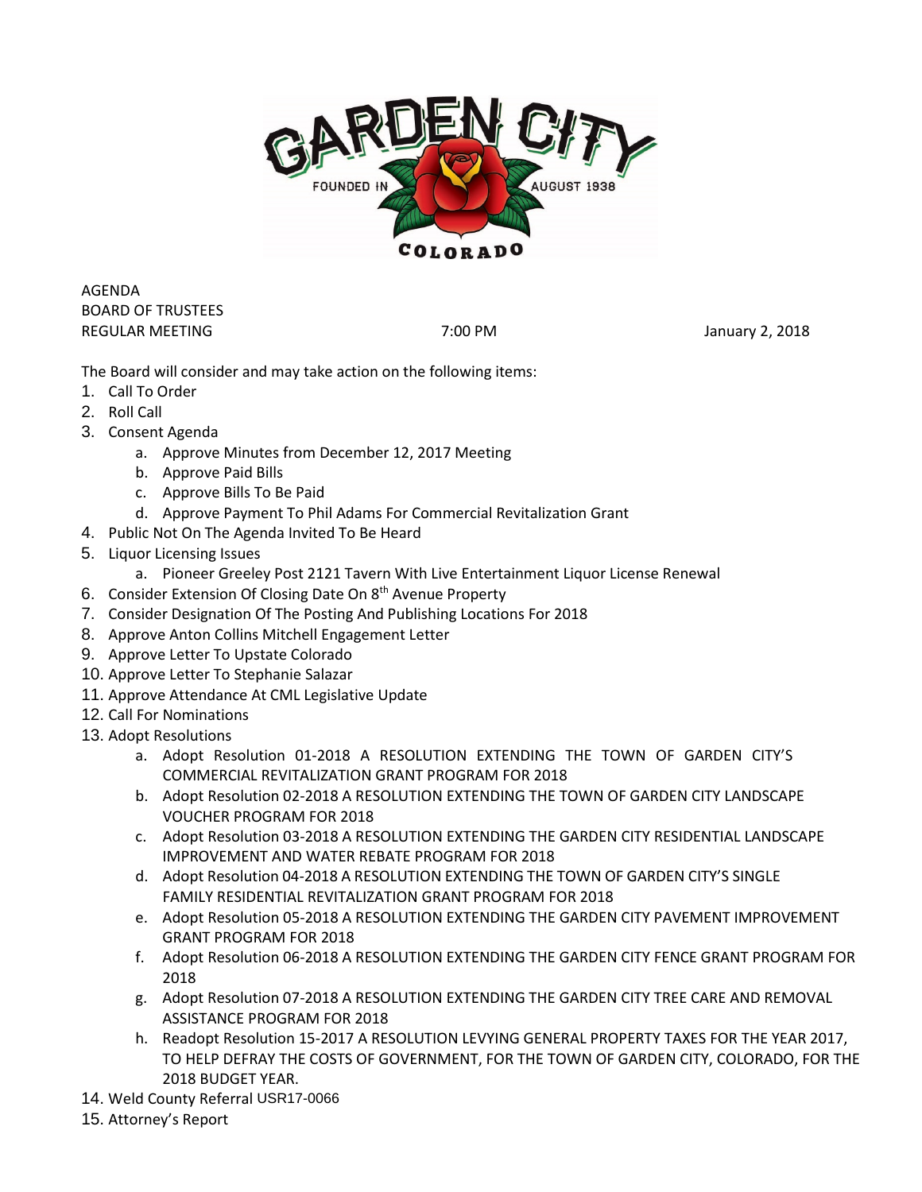GARDEN CITY
FOUNDED IN AUGUST 1938
COLORADO

AGENDA
BOARD OF TRUSTEES
REGULAR MEETING 7:00 PM January 2, 2018

The Board will consider and may take action on the following items:

1. Call To Order
2. Roll Call
3. Consent Agenda
   a. Approve Minutes from December 12, 2017 Meeting
   b. Approve Paid Bills
   c. Approve Bills To Be Paid
   d. Approve Payment To Phil Adams For Commercial Revitalization Grant
4. Public Not On The Agenda Invited To Be Heard
5. Liquor Licensing Issues
   a. Pioneer Greeley Post 2121 Tavern With Live Entertainment Liquor License Renewal
6. Consider Extension Of Closing Date On 8th Avenue Property
7. Consider Designation Of The Posting And Publishing Locations For 2018
8. Approve Anton Collins Mitchell Engagement Letter
9. Approve Letter To Upstate Colorado
10. Approve Letter To Stephanie Salazar
11. Approve Attendance At CML Legislative Update
12. Call For Nominations
13. Adopt Resolutions
    a. Adopt Resolution 01-2018 A RESOLUTION EXTENDING THE TOWN OF GARDEN CITY'S COMMERCIAL REVITALIZATION GRANT PROGRAM FOR 2018
    b. Adopt Resolution 02-2018 A RESOLUTION EXTENDING THE TOWN OF GARDEN CITY LANDSCAPE VOUCHER PROGRAM FOR 2018
    c. Adopt Resolution 03-2018 A RESOLUTION EXTENDING THE GARDEN CITY RESIDENTIAL LANDSCAPE IMPROVEMENT AND WATER REBATE PROGRAM FOR 2018
    d. Adopt Resolution 04-2018 A RESOLUTION EXTENDING THE TOWN OF GARDEN CITY'S SINGLE FAMILY RESIDENTIAL REVITALIZATION GRANT PROGRAM FOR 2018
    e. Adopt Resolution 05-2018 A RESOLUTION EXTENDING THE GARDEN CITY PAVEMENT IMPROVEMENT GRANT PROGRAM FOR 2018
    f. Adopt Resolution 06-2018 A RESOLUTION EXTENDING THE GARDEN CITY FENCE GRANT PROGRAM FOR 2018
    g. Adopt Resolution 07-2018 A RESOLUTION EXTENDING THE GARDEN CITY TREE CARE AND REMOVAL ASSISTANCE PROGRAM FOR 2018
    h. Readopt Resolution 15-2017 A RESOLUTION LEVYING GENERAL PROPERTY TAXES FOR THE YEAR 2017, TO HELP DEFRAY THE COSTS OF GOVERNMENT, FOR THE TOWN OF GARDEN CITY, COLORADO, FOR THE 2018 BUDGET YEAR.
14. Weld County Referral USR17-0066
15. Attorney's Report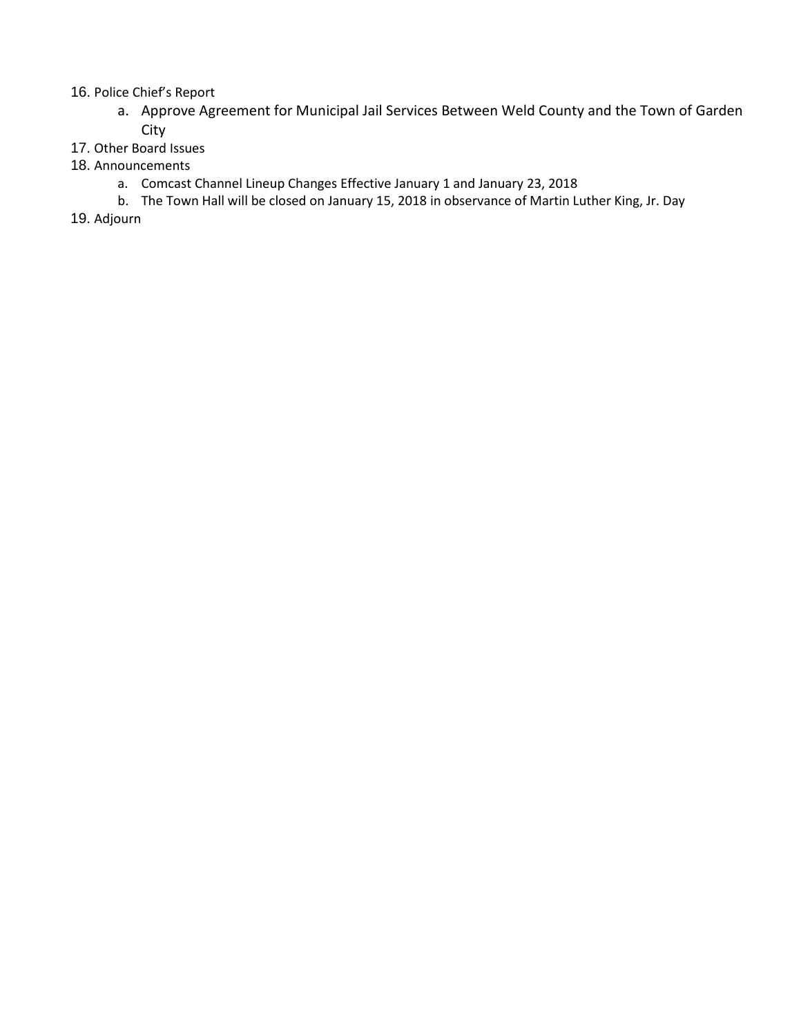16. Police Chief's Report
    a. Approve Agreement for Municipal Jail Services Between Weld County and the Town of Garden City
17. Other Board Issues
18. Announcements
    a. Comcast Channel Lineup Changes Effective January 1 and January 23, 2018
    b. The Town Hall will be closed on January 15, 2018 in observance of Martin Luther King, Jr. Day
19. Adjourn